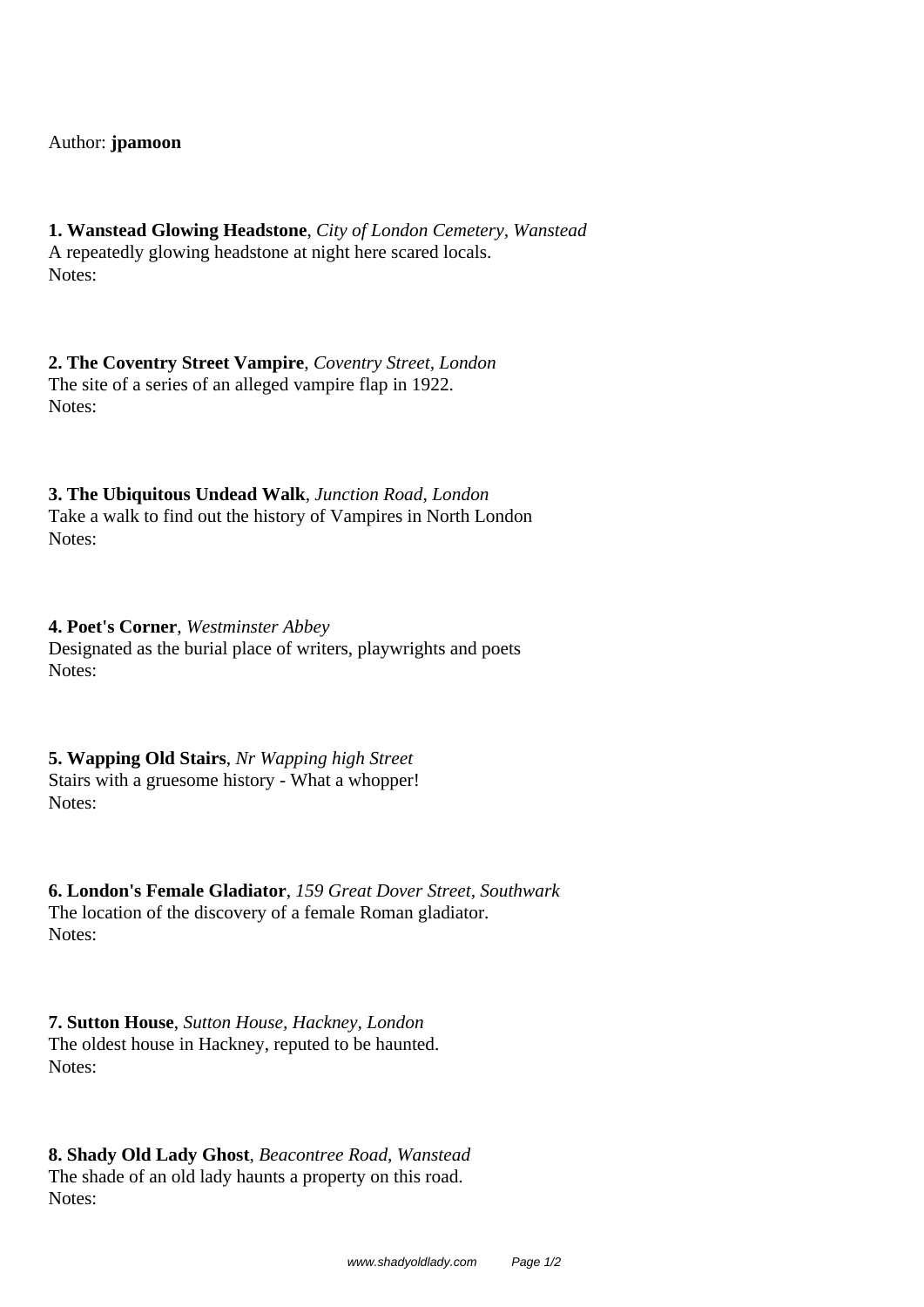Author: **jpamoon**

**1. Wanstead Glowing Headstone**, *City of London Cemetery, Wanstead*
A repeatedly glowing headstone at night here scared locals.
Notes:

**2. The Coventry Street Vampire**, *Coventry Street, London*
The site of a series of an alleged vampire flap in 1922.
Notes:

**3. The Ubiquitous Undead Walk**, *Junction Road, London*
Take a walk to find out the history of Vampires in North London
Notes:

**4. Poet's Corner**, *Westminster Abbey*
Designated as the burial place of writers, playwrights and poets
Notes:

**5. Wapping Old Stairs**, *Nr Wapping high Street*
Stairs with a gruesome history - What a whopper!
Notes:

**6. London's Female Gladiator**, *159 Great Dover Street, Southwark*
The location of the discovery of a female Roman gladiator.
Notes:

**7. Sutton House**, *Sutton House, Hackney, London*
The oldest house in Hackney, reputed to be haunted.
Notes:

**8. Shady Old Lady Ghost**, *Beacontree Road, Wanstead*
The shade of an old lady haunts a property on this road.
Notes: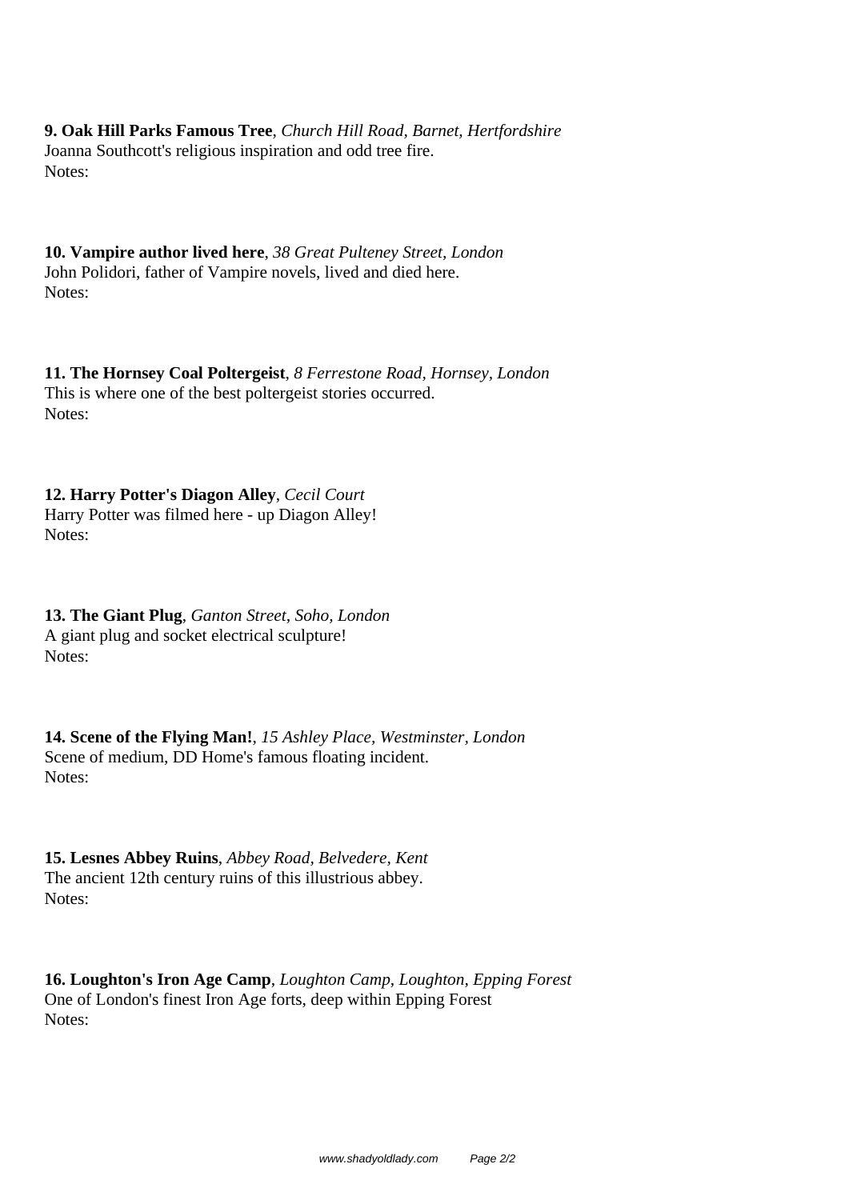**9. Oak Hill Parks Famous Tree**, *Church Hill Road, Barnet, Hertfordshire*
Joanna Southcott's religious inspiration and odd tree fire.
Notes:

**10. Vampire author lived here**, *38 Great Pulteney Street, London*
John Polidori, father of Vampire novels, lived and died here.
Notes:

**11. The Hornsey Coal Poltergeist**, *8 Ferrestone Road, Hornsey, London*
This is where one of the best poltergeist stories occurred.
Notes:

**12. Harry Potter's Diagon Alley**, *Cecil Court*
Harry Potter was filmed here - up Diagon Alley!
Notes:

**13. The Giant Plug**, *Ganton Street, Soho, London*
A giant plug and socket electrical sculpture!
Notes:

**14. Scene of the Flying Man!**, *15 Ashley Place, Westminster, London*
Scene of medium, DD Home's famous floating incident.
Notes:

**15. Lesnes Abbey Ruins**, *Abbey Road, Belvedere, Kent*
The ancient 12th century ruins of this illustrious abbey.
Notes:

**16. Loughton's Iron Age Camp**, *Loughton Camp, Loughton, Epping Forest*
One of London's finest Iron Age forts, deep within Epping Forest
Notes: